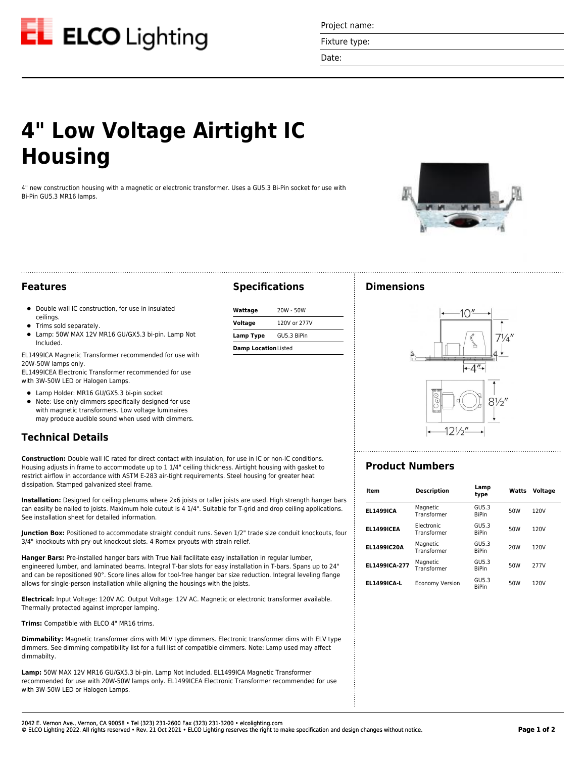Project name:

Fixture type:

Date:

# 4" Low Voltage Airtight IC Housing

4" new construction housing with a magnetic or electronic transformer. Uses a GU5.3 Bi-Pin socket for use with Bi-Pin GU5.3 MR16 lamps.

## Features

- Double wall IC construction, for use in insulated ceilings.
- Trims sold separately.
- Lamp: 50W MAX 12V MR16 GU/GX5.3 bi-pin. Lamp Not Included.

EL1499ICA Magnetic Transformer recommended for use with 20W-50W lamps only.
EL1499ICEA Electronic Transformer recommended for use with 3W-50W LED or Halogen Lamps.

- Lamp Holder: MR16 GU/GX5.3 bi-pin socket
- Note: Use only dimmers specifically designed for use with magnetic transformers. Low voltage luminaires may produce audible sound when used with dimmers.

## Specifications

| | |
|---|---|
| **Wattage** | 20W - 50W |
| **Voltage** | 120V or 277V |
| **Lamp Type** | GU5.3 BiPin |
| **Damp Location** | Listed |

## Dimensions

10″ · 7¼″ · 4″ · 8½″ · 12½″

## Technical Details

**Construction:** Double wall IC rated for direct contact with insulation, for use in IC or non-IC conditions. Housing adjusts in frame to accommodate up to 1 1/4" ceiling thickness. Airtight housing with gasket to restrict airflow in accordance with ASTM E-283 air-tight requirements. Steel housing for greater heat dissipation. Stamped galvanized steel frame.

**Installation:** Designed for ceiling plenums where 2x6 joists or taller joists are used. High strength hanger bars can easilty be nailed to joists. Maximum hole cutout is 4 1/4". Suitable for T-grid and drop ceiling applications. See installation sheet for detailed information.

**Junction Box:** Positioned to accommodate straight conduit runs. Seven 1/2" trade size conduit knockouts, four 3/4" knockouts with pry-out knockout slots. 4 Romex pryouts with strain relief.

**Hanger Bars:** Pre-installed hanger bars with True Nail facilitate easy installation in regular lumber, engineered lumber, and laminated beams. Integral T-bar slots for easy installation in T-bars. Spans up to 24" and can be repositioned 90°. Score lines allow for tool-free hanger bar size reduction. Integral leveling flange allows for single-person installation while aligning the housings with the joists.

**Electrical:** Input Voltage: 120V AC. Output Voltage: 12V AC. Magnetic or electronic transformer available. Thermally protected against improper lamping.

**Trims:** Compatible with ELCO 4" MR16 trims.

**Dimmability:** Magnetic transformer dims with MLV type dimmers. Electronic transformer dims with ELV type dimmers. See dimming compatibility list for a full list of compatible dimmers. Note: Lamp used may affect dimmabilty.

**Lamp:** 50W MAX 12V MR16 GU/GX5.3 bi-pin. Lamp Not Included. EL1499ICA Magnetic Transformer recommended for use with 20W-50W lamps only. EL1499ICEA Electronic Transformer recommended for use with 3W-50W LED or Halogen Lamps.

## Product Numbers

| Item | Description | Lamp type | Watts | Voltage |
|---|---|---|---|---|
| **EL1499ICA** | Magnetic Transformer | GU5.3 BiPin | 50W | 120V |
| **EL1499ICEA** | Electronic Transformer | GU5.3 BiPin | 50W | 120V |
| **EL1499IC20A** | Magnetic Transformer | GU5.3 BiPin | 20W | 120V |
| **EL1499ICA-277** | Magnetic Transformer | GU5.3 BiPin | 50W | 277V |
| **EL1499ICA-L** | Economy Version | GU5.3 BiPin | 50W | 120V |

2042 E. Vernon Ave., Vernon, CA 90058 • Tel (323) 231-2600 Fax (323) 231-3200 • elcolighting.com
© ELCO Lighting 2022. All rights reserved • Rev. 21 Oct 2021 • ELCO Lighting reserves the right to make specification and design changes without notice.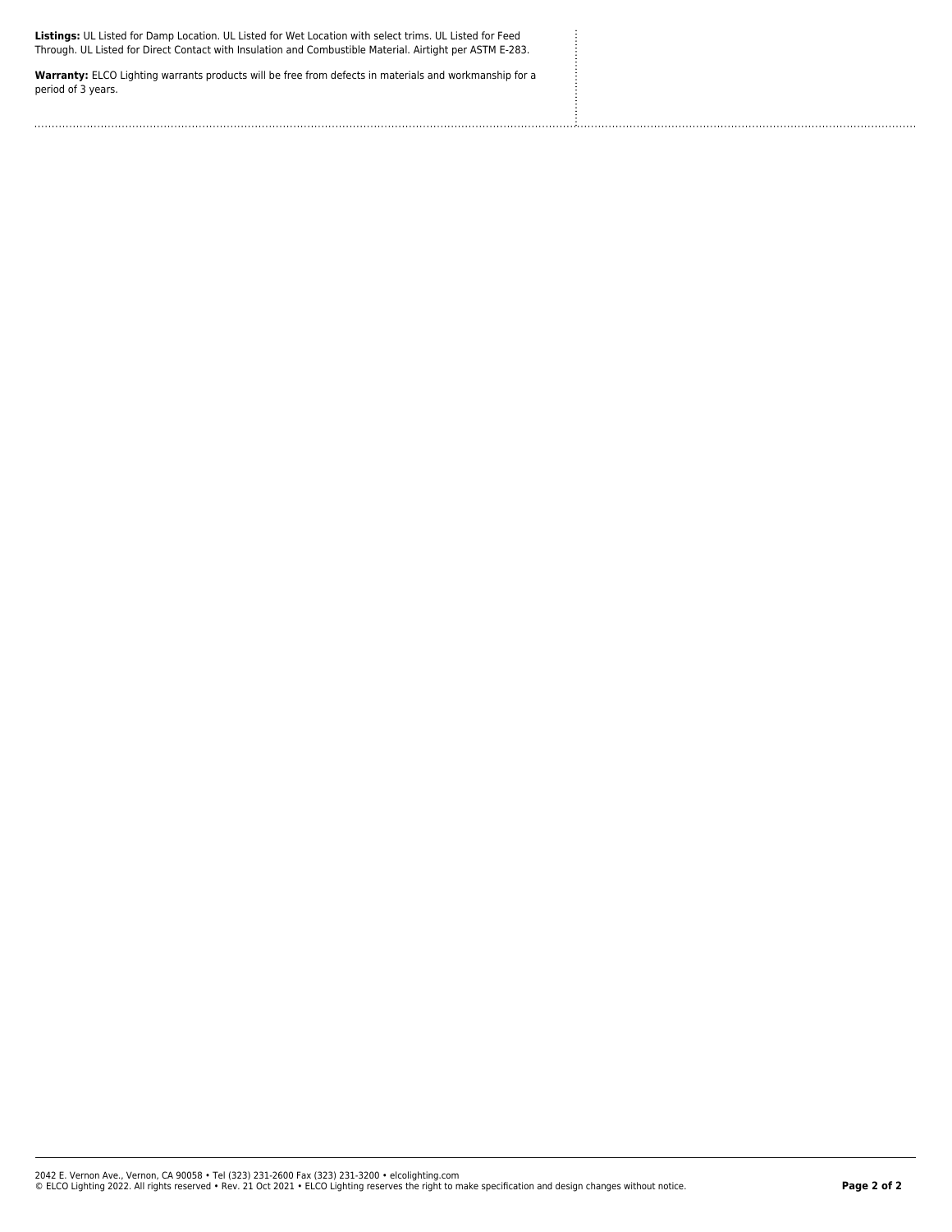**Listings:** UL Listed for Damp Location. UL Listed for Wet Location with select trims. UL Listed for Feed Through. UL Listed for Direct Contact with Insulation and Combustible Material. Airtight per ASTM E-283.

**Warranty:** ELCO Lighting warrants products will be free from defects in materials and workmanship for a period of 3 years.

2042 E. Vernon Ave., Vernon, CA 90058 • Tel (323) 231-2600 Fax (323) 231-3200 • elcolighting.com
© ELCO Lighting 2022. All rights reserved • Rev. 21 Oct 2021 • ELCO Lighting reserves the right to make specification and design changes without notice.